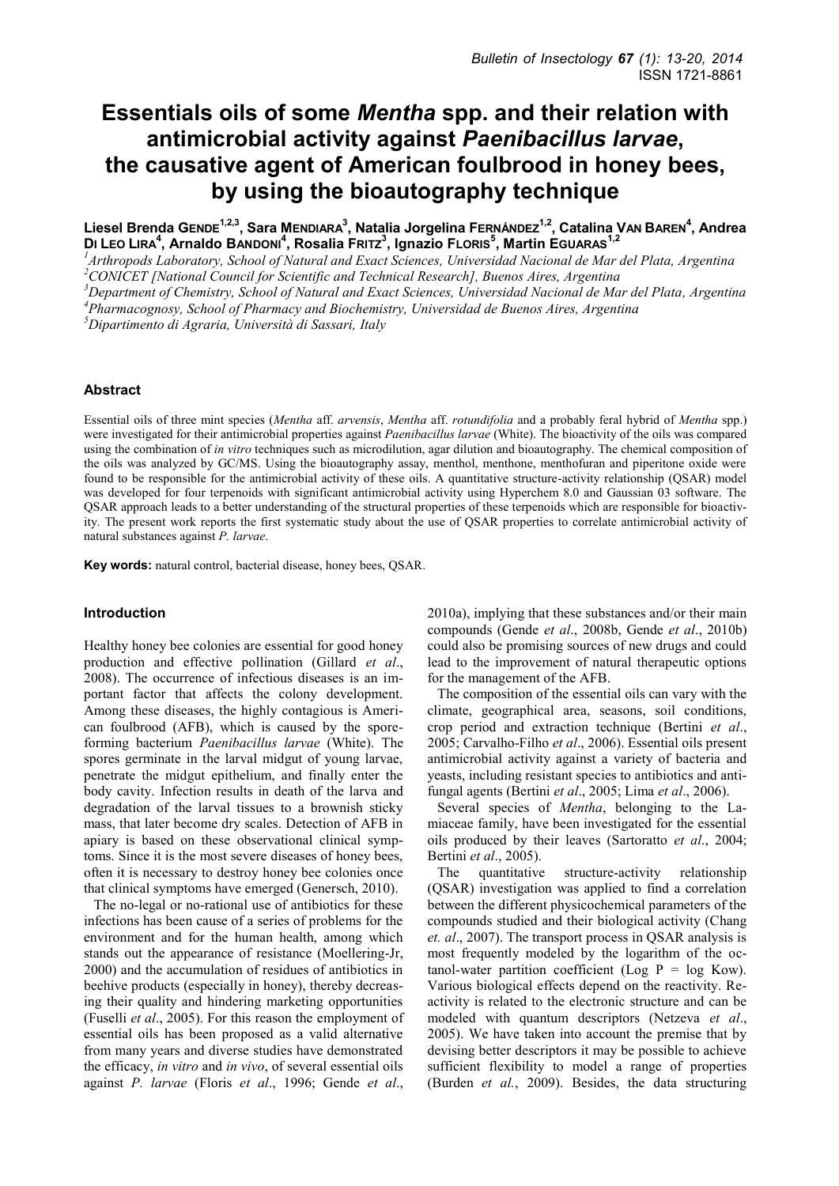# Essentials oils of some *Mentha* spp. and their relation with antimicrobial activity against *Paenibacillus larvae*, the causative agent of American foulbrood in honey bees, by using the bioautography technique

**Liesel Brenda GENDE[1,2,3], Sara MENDIARA[3], Natalia Jorgelina FERNÁNDEZ[1,2], Catalina VAN BAREN[4], Andrea DI LEO LIRA[4], Arnaldo BANDONI[4], Rosalia FRITZ[3], Ignazio FLORIS[5], Martin EGUARAS[1,2]**

[1]*Arthropods Laboratory, School of Natural and Exact Sciences, Universidad Nacional de Mar del Plata, Argentina*
[2]*CONICET [National Council for Scientific and Technical Research], Buenos Aires, Argentina*
[3]*Department of Chemistry, School of Natural and Exact Sciences, Universidad Nacional de Mar del Plata, Argentina*
[4]*Pharmacognosy, School of Pharmacy and Biochemistry, Universidad de Buenos Aires, Argentina*
[5]*Dipartimento di Agraria, Università di Sassari, Italy*

### Abstract

Essential oils of three mint species (*Mentha* aff. *arvensis*, *Mentha* aff. *rotundifolia* and a probably feral hybrid of *Mentha* spp.) were investigated for their antimicrobial properties against *Paenibacillus larvae* (White). The bioactivity of the oils was compared using the combination of *in vitro* techniques such as microdilution, agar dilution and bioautography. The chemical composition of the oils was analyzed by GC/MS. Using the bioautography assay, menthol, menthone, menthofuran and piperitone oxide were found to be responsible for the antimicrobial activity of these oils. A quantitative structure-activity relationship (QSAR) model was developed for four terpenoids with significant antimicrobial activity using Hyperchem 8.0 and Gaussian 03 software. The QSAR approach leads to a better understanding of the structural properties of these terpenoids which are responsible for bioactivity. The present work reports the first systematic study about the use of QSAR properties to correlate antimicrobial activity of natural substances against *P. larvae*.

**Key words:** natural control, bacterial disease, honey bees, QSAR.

### Introduction

Healthy honey bee colonies are essential for good honey production and effective pollination (Gillard *et al*., 2008). The occurrence of infectious diseases is an important factor that affects the colony development. Among these diseases, the highly contagious is American foulbrood (AFB), which is caused by the spore-forming bacterium *Paenibacillus larvae* (White). The spores germinate in the larval midgut of young larvae, penetrate the midgut epithelium, and finally enter the body cavity. Infection results in death of the larva and degradation of the larval tissues to a brownish sticky mass, that later become dry scales. Detection of AFB in apiary is based on these observational clinical symptoms. Since it is the most severe diseases of honey bees, often it is necessary to destroy honey bee colonies once that clinical symptoms have emerged (Genersch, 2010).

The no-legal or no-rational use of antibiotics for these infections has been cause of a series of problems for the environment and for the human health, among which stands out the appearance of resistance (Moellering-Jr, 2000) and the accumulation of residues of antibiotics in beehive products (especially in honey), thereby decreasing their quality and hindering marketing opportunities (Fuselli *et al*., 2005). For this reason the employment of essential oils has been proposed as a valid alternative from many years and diverse studies have demonstrated the efficacy, *in vitro* and *in vivo*, of several essential oils against *P. larvae* (Floris *et al*., 1996; Gende *et al*., 2010a), implying that these substances and/or their main compounds (Gende *et al*., 2008b, Gende *et al*., 2010b) could also be promising sources of new drugs and could lead to the improvement of natural therapeutic options for the management of the AFB.

The composition of the essential oils can vary with the climate, geographical area, seasons, soil conditions, crop period and extraction technique (Bertini *et al*., 2005; Carvalho-Filho *et al*., 2006). Essential oils present antimicrobial activity against a variety of bacteria and yeasts, including resistant species to antibiotics and antifungal agents (Bertini *et al*., 2005; Lima *et al*., 2006).

Several species of *Mentha*, belonging to the Lamiaceae family, have been investigated for the essential oils produced by their leaves (Sartoratto *et al*., 2004; Bertini *et al*., 2005).

The quantitative structure-activity relationship (QSAR) investigation was applied to find a correlation between the different physicochemical parameters of the compounds studied and their biological activity (Chang *et. al*., 2007). The transport process in QSAR analysis is most frequently modeled by the logarithm of the octanol-water partition coefficient (Log P = log Kow). Various biological effects depend on the reactivity. Reactivity is related to the electronic structure and can be modeled with quantum descriptors (Netzeva *et al*., 2005). We have taken into account the premise that by devising better descriptors it may be possible to achieve sufficient flexibility to model a range of properties (Burden *et al.*, 2009). Besides, the data structuring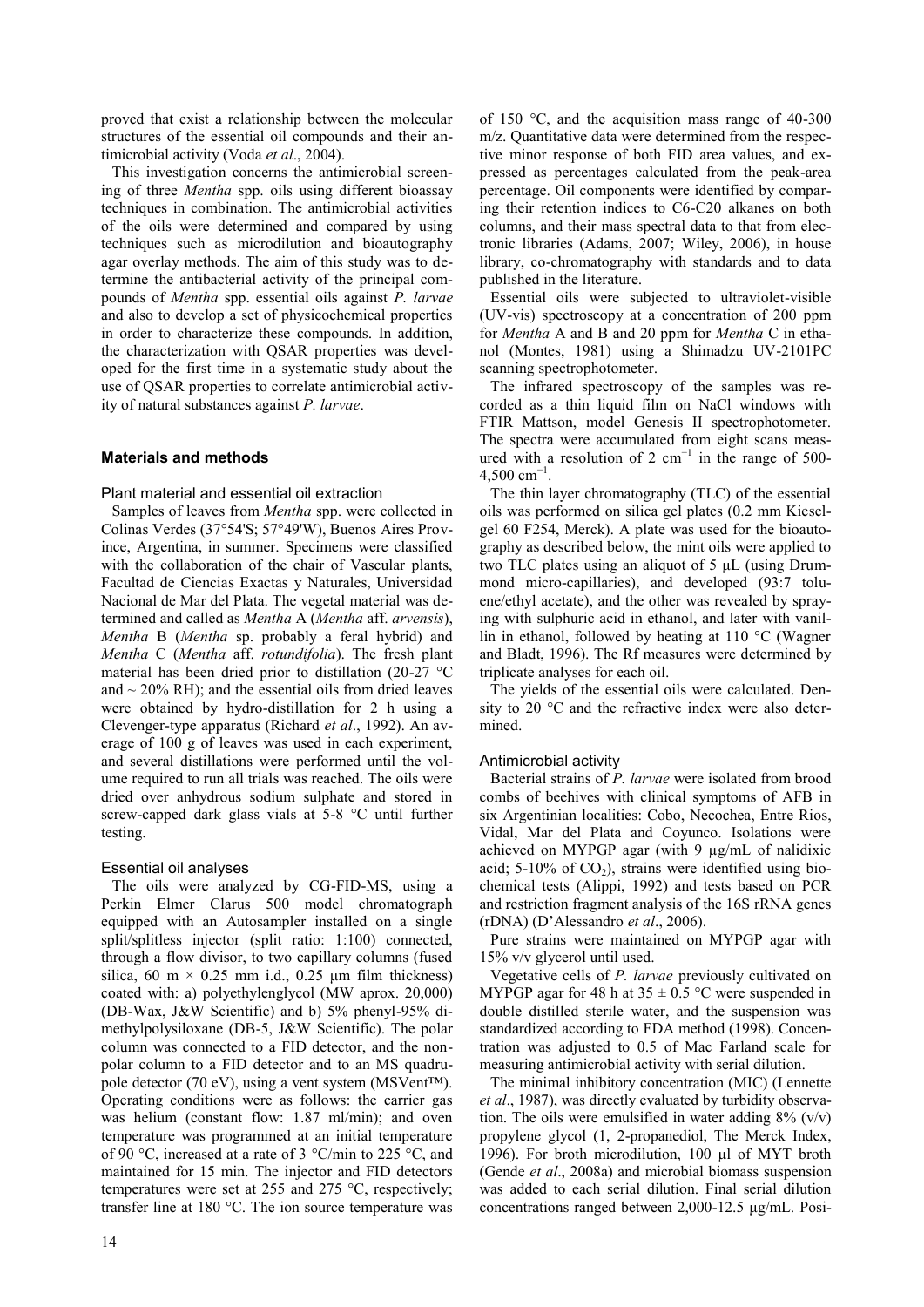proved that exist a relationship between the molecular structures of the essential oil compounds and their antimicrobial activity (Voda *et al*., 2004).

This investigation concerns the antimicrobial screening of three *Mentha* spp. oils using different bioassay techniques in combination. The antimicrobial activities of the oils were determined and compared by using techniques such as microdilution and bioautography agar overlay methods. The aim of this study was to determine the antibacterial activity of the principal compounds of *Mentha* spp. essential oils against *P. larvae* and also to develop a set of physicochemical properties in order to characterize these compounds. In addition, the characterization with QSAR properties was developed for the first time in a systematic study about the use of QSAR properties to correlate antimicrobial activity of natural substances against *P. larvae*.

## Materials and methods

### Plant material and essential oil extraction

Samples of leaves from *Mentha* spp. were collected in Colinas Verdes (37°54'S; 57°49'W), Buenos Aires Province, Argentina, in summer. Specimens were classified with the collaboration of the chair of Vascular plants, Facultad de Ciencias Exactas y Naturales, Universidad Nacional de Mar del Plata. The vegetal material was determined and called as *Mentha* A (*Mentha* aff. *arvensis*), *Mentha* B (*Mentha* sp. probably a feral hybrid) and *Mentha* C (*Mentha* aff. *rotundifolia*). The fresh plant material has been dried prior to distillation (20-27 °C and ~ 20% RH); and the essential oils from dried leaves were obtained by hydro-distillation for 2 h using a Clevenger-type apparatus (Richard *et al*., 1992). An average of 100 g of leaves was used in each experiment, and several distillations were performed until the volume required to run all trials was reached. The oils were dried over anhydrous sodium sulphate and stored in screw-capped dark glass vials at 5-8 °C until further testing.

### Essential oil analyses

The oils were analyzed by CG-FID-MS, using a Perkin Elmer Clarus 500 model chromatograph equipped with an Autosampler installed on a single split/splitless injector (split ratio: 1:100) connected, through a flow divisor, to two capillary columns (fused silica, 60 m × 0.25 mm i.d., 0.25 µm film thickness) coated with: a) polyethylenglycol (MW aprox. 20,000) (DB-Wax, J&W Scientific) and b) 5% phenyl-95% dimethylpolysiloxane (DB-5, J&W Scientific). The polar column was connected to a FID detector, and the nonpolar column to a FID detector and to an MS quadrupole detector (70 eV), using a vent system (MSVent™). Operating conditions were as follows: the carrier gas was helium (constant flow: 1.87 ml/min); and oven temperature was programmed at an initial temperature of 90 °C, increased at a rate of 3 °C/min to 225 °C, and maintained for 15 min. The injector and FID detectors temperatures were set at 255 and 275 °C, respectively; transfer line at 180 °C. The ion source temperature was of 150 °C, and the acquisition mass range of 40-300 m/z. Quantitative data were determined from the respective minor response of both FID area values, and expressed as percentages calculated from the peak-area percentage. Oil components were identified by comparing their retention indices to C6-C20 alkanes on both columns, and their mass spectral data to that from electronic libraries (Adams, 2007; Wiley, 2006), in house library, co-chromatography with standards and to data published in the literature.

Essential oils were subjected to ultraviolet-visible (UV-vis) spectroscopy at a concentration of 200 ppm for *Mentha* A and B and 20 ppm for *Mentha* C in ethanol (Montes, 1981) using a Shimadzu UV-2101PC scanning spectrophotometer.

The infrared spectroscopy of the samples was recorded as a thin liquid film on NaCl windows with FTIR Mattson, model Genesis II spectrophotometer. The spectra were accumulated from eight scans measured with a resolution of 2 $cm^{-1}$ in the range of 500-4,500 $cm^{-1}$.

The thin layer chromatography (TLC) of the essential oils was performed on silica gel plates (0.2 mm Kieselgel 60 F254, Merck). A plate was used for the bioautography as described below, the mint oils were applied to two TLC plates using an aliquot of 5 µL (using Drummond micro-capillaries), and developed (93:7 toluene/ethyl acetate), and the other was revealed by spraying with sulphuric acid in ethanol, and later with vanillin in ethanol, followed by heating at 110 °C (Wagner and Bladt, 1996). The Rf measures were determined by triplicate analyses for each oil.

The yields of the essential oils were calculated. Density to 20 °C and the refractive index were also determined.

### Antimicrobial activity

Bacterial strains of *P. larvae* were isolated from brood combs of beehives with clinical symptoms of AFB in six Argentinian localities: Cobo, Necochea, Entre Rios, Vidal, Mar del Plata and Coyunco. Isolations were achieved on MYPGP agar (with 9 µg/mL of nalidixic acid; 5-10% of $CO_2$), strains were identified using biochemical tests (Alippi, 1992) and tests based on PCR and restriction fragment analysis of the 16S rRNA genes (rDNA) (D'Alessandro *et al*., 2006).

Pure strains were maintained on MYPGP agar with 15% v/v glycerol until used.

Vegetative cells of *P. larvae* previously cultivated on MYPGP agar for 48 h at 35 ± 0.5 °C were suspended in double distilled sterile water, and the suspension was standardized according to FDA method (1998). Concentration was adjusted to 0.5 of Mac Farland scale for measuring antimicrobial activity with serial dilution.

The minimal inhibitory concentration (MIC) (Lennette *et al*., 1987), was directly evaluated by turbidity observation. The oils were emulsified in water adding 8% (v/v) propylene glycol (1, 2-propanediol, The Merck Index, 1996). For broth microdilution, 100 µl of MYT broth (Gende *et al*., 2008a) and microbial biomass suspension was added to each serial dilution. Final serial dilution concentrations ranged between 2,000-12.5 µg/mL. Posi-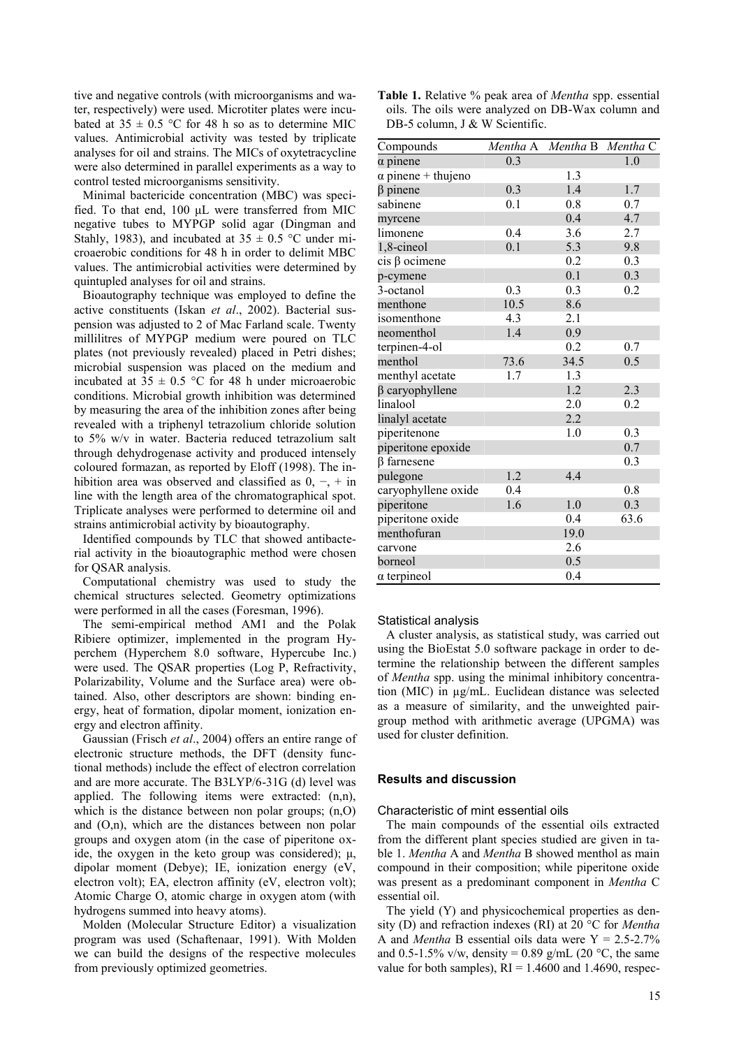tive and negative controls (with microorganisms and water, respectively) were used. Microtiter plates were incubated at 35 ± 0.5 °C for 48 h so as to determine MIC values. Antimicrobial activity was tested by triplicate analyses for oil and strains. The MICs of oxytetracycline were also determined in parallel experiments as a way to control tested microorganisms sensitivity.

Minimal bactericide concentration (MBC) was specified. To that end, 100 µL were transferred from MIC negative tubes to MYPGP solid agar (Dingman and Stahly, 1983), and incubated at 35 ± 0.5 °C under microaerobic conditions for 48 h in order to delimit MBC values. The antimicrobial activities were determined by quintupled analyses for oil and strains.

Bioautography technique was employed to define the active constituents (Iskan *et al*., 2002). Bacterial suspension was adjusted to 2 of Mac Farland scale. Twenty millilitres of MYPGP medium were poured on TLC plates (not previously revealed) placed in Petri dishes; microbial suspension was placed on the medium and incubated at 35 ± 0.5 °C for 48 h under microaerobic conditions. Microbial growth inhibition was determined by measuring the area of the inhibition zones after being revealed with a triphenyl tetrazolium chloride solution to 5% w/v in water. Bacteria reduced tetrazolium salt through dehydrogenase activity and produced intensely coloured formazan, as reported by Eloff (1998). The inhibition area was observed and classified as 0, −, + in line with the length area of the chromatographical spot. Triplicate analyses were performed to determine oil and strains antimicrobial activity by bioautography.

Identified compounds by TLC that showed antibacterial activity in the bioautographic method were chosen for QSAR analysis.

Computational chemistry was used to study the chemical structures selected. Geometry optimizations were performed in all the cases (Foresman, 1996).

The semi-empirical method AM1 and the Polak Ribiere optimizer, implemented in the program Hyperchem (Hyperchem 8.0 software, Hypercube Inc.) were used. The QSAR properties (Log P, Refractivity, Polarizability, Volume and the Surface area) were obtained. Also, other descriptors are shown: binding energy, heat of formation, dipolar moment, ionization energy and electron affinity.

Gaussian (Frisch *et al*., 2004) offers an entire range of electronic structure methods, the DFT (density functional methods) include the effect of electron correlation and are more accurate. The B3LYP/6-31G (d) level was applied. The following items were extracted: (n,n), which is the distance between non polar groups; (n,O) and (O,n), which are the distances between non polar groups and oxygen atom (in the case of piperitone oxide, the oxygen in the keto group was considered); µ, dipolar moment (Debye); IE, ionization energy (eV, electron volt); EA, electron affinity (eV, electron volt); Atomic Charge O, atomic charge in oxygen atom (with hydrogens summed into heavy atoms).

Molden (Molecular Structure Editor) a visualization program was used (Schaftenaar, 1991). With Molden we can build the designs of the respective molecules from previously optimized geometries.

**Table 1.** Relative % peak area of *Mentha* spp. essential oils. The oils were analyzed on DB-Wax column and DB-5 column, J & W Scientific.

| Compounds | *Mentha* A | *Mentha* B | *Mentha* C |
|---|---|---|---|
| α pinene | 0.3 | | 1.0 |
| α pinene + thujeno | | 1.3 | |
| β pinene | 0.3 | 1.4 | 1.7 |
| sabinene | 0.1 | 0.8 | 0.7 |
| myrcene | | 0.4 | 4.7 |
| limonene | 0.4 | 3.6 | 2.7 |
| 1,8-cineol | 0.1 | 5.3 | 9.8 |
| cis β ocimene | | 0.2 | 0.3 |
| p-cymene | | 0.1 | 0.3 |
| 3-octanol | 0.3 | 0.3 | 0.2 |
| menthone | 10.5 | 8.6 | |
| isomenthone | 4.3 | 2.1 | |
| neomenthol | 1.4 | 0.9 | |
| terpinen-4-ol | | 0.2 | 0.7 |
| menthol | 73.6 | 34.5 | 0.5 |
| menthyl acetate | 1.7 | 1.3 | |
| β caryophyllene | | 1.2 | 2.3 |
| linalool | | 2.0 | 0.2 |
| linalyl acetate | | 2.2 | |
| piperitenone | | 1.0 | 0.3 |
| piperitone epoxide | | | 0.7 |
| β farnesene | | | 0.3 |
| pulegone | 1.2 | 4.4 | |
| caryophyllene oxide | 0.4 | | 0.8 |
| piperitone | 1.6 | 1.0 | 0.3 |
| piperitone oxide | | 0.4 | 63.6 |
| menthofuran | | 19.0 | |
| carvone | | 2.6 | |
| borneol | | 0.5 | |
| α terpineol | | 0.4 | |

### Statistical analysis

A cluster analysis, as statistical study, was carried out using the BioEstat 5.0 software package in order to determine the relationship between the different samples of *Mentha* spp. using the minimal inhibitory concentration (MIC) in µg/mL. Euclidean distance was selected as a measure of similarity, and the unweighted pair-group method with arithmetic average (UPGMA) was used for cluster definition.

## Results and discussion

### Characteristic of mint essential oils

The main compounds of the essential oils extracted from the different plant species studied are given in table 1. *Mentha* A and *Mentha* B showed menthol as main compound in their composition; while piperitone oxide was present as a predominant component in *Mentha* C essential oil.

The yield (Y) and physicochemical properties as density (D) and refraction indexes (RI) at 20 °C for *Mentha* A and *Mentha* B essential oils data were Y = 2.5-2.7% and 0.5-1.5% v/w, density = 0.89 g/mL (20 °C, the same value for both samples), RI = 1.4600 and 1.4690, respec-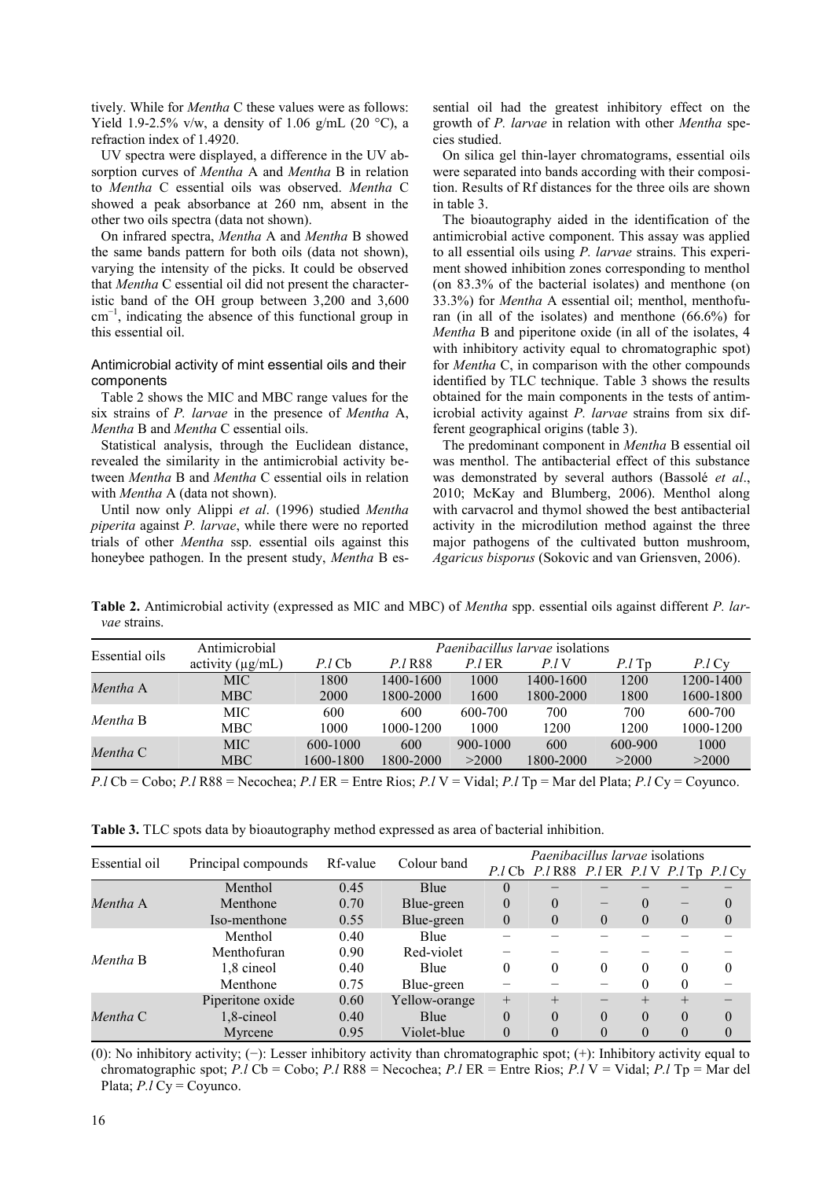tively. While for *Mentha* C these values were as follows: Yield 1.9-2.5% v/w, a density of 1.06 g/mL (20 °C), a refraction index of 1.4920.

UV spectra were displayed, a difference in the UV absorption curves of *Mentha* A and *Mentha* B in relation to *Mentha* C essential oils was observed. *Mentha* C showed a peak absorbance at 260 nm, absent in the other two oils spectra (data not shown).

On infrared spectra, *Mentha* A and *Mentha* B showed the same bands pattern for both oils (data not shown), varying the intensity of the picks. It could be observed that *Mentha* C essential oil did not present the characteristic band of the OH group between 3,200 and 3,600 $cm^{-1}$, indicating the absence of this functional group in this essential oil.

### Antimicrobial activity of mint essential oils and their components

Table 2 shows the MIC and MBC range values for the six strains of *P. larvae* in the presence of *Mentha* A, *Mentha* B and *Mentha* C essential oils.

Statistical analysis, through the Euclidean distance, revealed the similarity in the antimicrobial activity between *Mentha* B and *Mentha* C essential oils in relation with *Mentha* A (data not shown).

Until now only Alippi *et al*. (1996) studied *Mentha piperita* against *P. larvae*, while there were no reported trials of other *Mentha* ssp. essential oils against this honeybee pathogen. In the present study, *Mentha* B essential oil had the greatest inhibitory effect on the growth of *P. larvae* in relation with other *Mentha* species studied.

On silica gel thin-layer chromatograms, essential oils were separated into bands according with their composition. Results of Rf distances for the three oils are shown in table 3.

The bioautography aided in the identification of the antimicrobial active component. This assay was applied to all essential oils using *P. larvae* strains. This experiment showed inhibition zones corresponding to menthol (on 83.3% of the bacterial isolates) and menthone (on 33.3%) for *Mentha* A essential oil; menthol, menthofuran (in all of the isolates) and menthone (66.6%) for *Mentha* B and piperitone oxide (in all of the isolates, 4 with inhibitory activity equal to chromatographic spot) for *Mentha* C, in comparison with the other compounds identified by TLC technique. Table 3 shows the results obtained for the main components in the tests of antimicrobial activity against *P. larvae* strains from six different geographical origins (table 3).

The predominant component in *Mentha* B essential oil was menthol. The antibacterial effect of this substance was demonstrated by several authors (Bassolé *et al*., 2010; McKay and Blumberg, 2006). Menthol along with carvacrol and thymol showed the best antibacterial activity in the microdilution method against the three major pathogens of the cultivated button mushroom, *Agaricus bisporus* (Sokovic and van Griensven, 2006).

**Table 2.** Antimicrobial activity (expressed as MIC and MBC) of *Mentha* spp. essential oils against different *P. larvae* strains.

| Essential oils | Antimicrobial activity (μg/mL) | *Paenibacillus larvae* isolations | | | | | |
|---|---|---|---|---|---|---|---|
| | | *P.l* Cb | *P.l* R88 | *P.l* ER | *P.l* V | *P.l* Tp | *P.l* Cy |
| *Mentha* A | MIC | 1800 | 1400-1600 | 1000 | 1400-1600 | 1200 | 1200-1400 |
| | MBC | 2000 | 1800-2000 | 1600 | 1800-2000 | 1800 | 1600-1800 |
| *Mentha* B | MIC | 600 | 600 | 600-700 | 700 | 700 | 600-700 |
| | MBC | 1000 | 1000-1200 | 1000 | 1200 | 1200 | 1000-1200 |
| *Mentha* C | MIC | 600-1000 | 600 | 900-1000 | 600 | 600-900 | 1000 |
| | MBC | 1600-1800 | 1800-2000 | >2000 | 1800-2000 | >2000 | >2000 |

*P.l* Cb = Cobo; *P.l* R88 = Necochea; *P.l* ER = Entre Rios; *P.l* V = Vidal; *P.l* Tp = Mar del Plata; *P.l* Cy = Coyunco.

**Table 3.** TLC spots data by bioautography method expressed as area of bacterial inhibition.

| Essential oil | Principal compounds | Rf-value | Colour band | *Paenibacillus larvae* isolations | | | | | |
|---|---|---|---|---|---|---|---|---|---|
| | | | | *P.l* Cb | *P.l* R88 | *P.l* ER | *P.l* V | *P.l* Tp | *P.l* Cy |
| *Mentha* A | Menthol | 0.45 | Blue | 0 | − | − | − | − | − |
| | Menthone | 0.70 | Blue-green | 0 | 0 | − | 0 | − | 0 |
| | Iso-menthone | 0.55 | Blue-green | 0 | 0 | 0 | 0 | 0 | 0 |
| *Mentha* B | Menthol | 0.40 | Blue | − | − | − | − | − | − |
| | Menthofuran | 0.90 | Red-violet | − | − | − | − | − | − |
| | 1,8 cineol | 0.40 | Blue | 0 | 0 | 0 | 0 | 0 | 0 |
| | Menthone | 0.75 | Blue-green | − | − | − | 0 | 0 | − |
| *Mentha* C | Piperitone oxide | 0.60 | Yellow-orange | + | + | − | + | + | − |
| | 1,8-cineol | 0.40 | Blue | 0 | 0 | 0 | 0 | 0 | 0 |
| | Myrcene | 0.95 | Violet-blue | 0 | 0 | 0 | 0 | 0 | 0 |

(0): No inhibitory activity; (−): Lesser inhibitory activity than chromatographic spot; (+): Inhibitory activity equal to chromatographic spot; *P.l* Cb = Cobo; *P.l* R88 = Necochea; *P.l* ER = Entre Rios; *P.l* V = Vidal; *P.l* Tp = Mar del Plata; *P.l* Cy = Coyunco.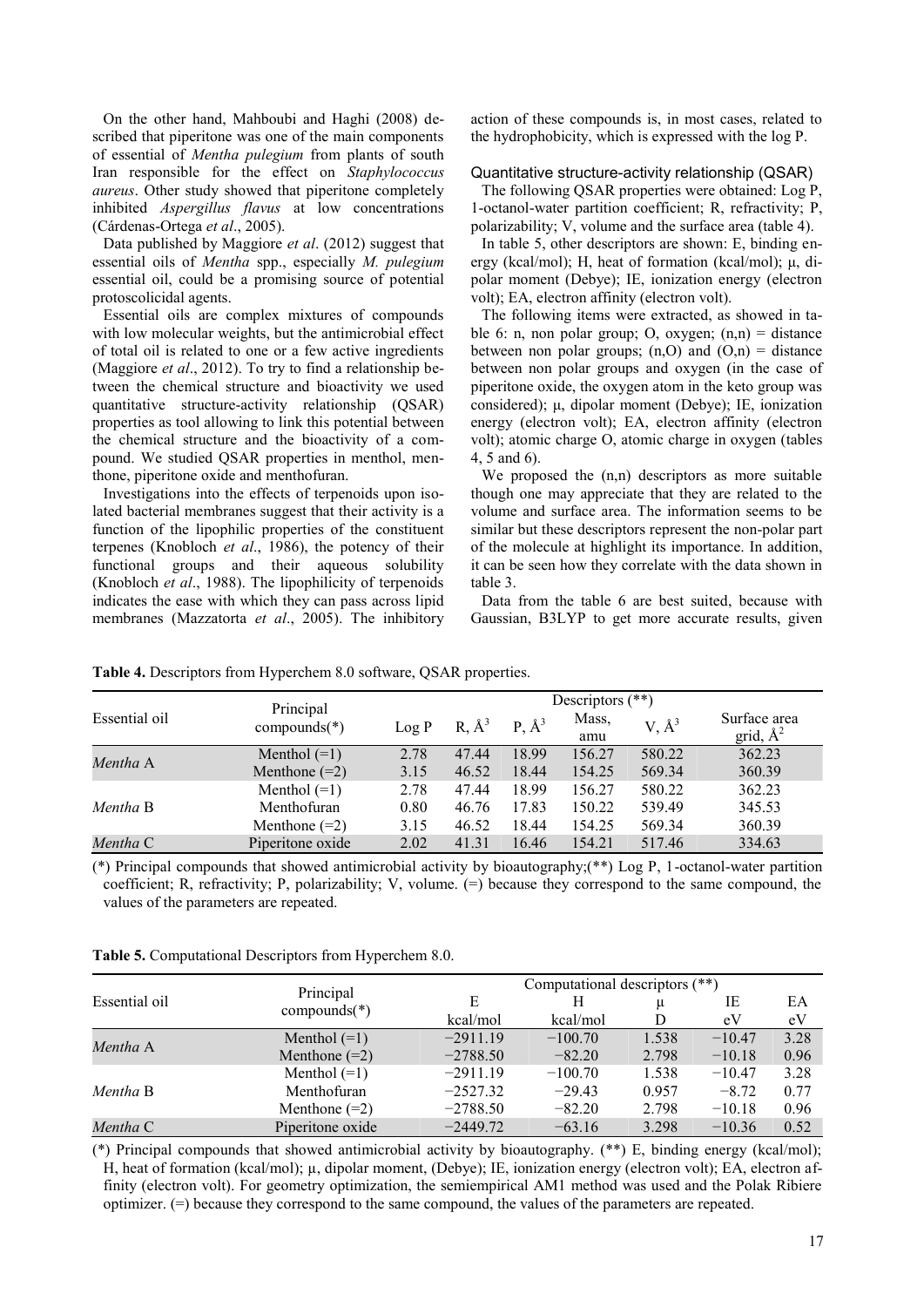On the other hand, Mahboubi and Haghi (2008) described that piperitone was one of the main components of essential of *Mentha pulegium* from plants of south Iran responsible for the effect on *Staphylococcus aureus*. Other study showed that piperitone completely inhibited *Aspergillus flavus* at low concentrations (Cárdenas-Ortega *et al*., 2005).

Data published by Maggiore *et al*. (2012) suggest that essential oils of *Mentha* spp., especially *M. pulegium* essential oil, could be a promising source of potential protoscolicidal agents.

Essential oils are complex mixtures of compounds with low molecular weights, but the antimicrobial effect of total oil is related to one or a few active ingredients (Maggiore *et al*., 2012). To try to find a relationship between the chemical structure and bioactivity we used quantitative structure-activity relationship (QSAR) properties as tool allowing to link this potential between the chemical structure and the bioactivity of a compound. We studied QSAR properties in menthol, menthone, piperitone oxide and menthofuran.

Investigations into the effects of terpenoids upon isolated bacterial membranes suggest that their activity is a function of the lipophilic properties of the constituent terpenes (Knobloch *et al*., 1986), the potency of their functional groups and their aqueous solubility (Knobloch *et al*., 1988). The lipophilicity of terpenoids indicates the ease with which they can pass across lipid membranes (Mazzatorta *et al*., 2005). The inhibitory action of these compounds is, in most cases, related to the hydrophobicity, which is expressed with the log P.

### Quantitative structure-activity relationship (QSAR)

The following QSAR properties were obtained: Log P, 1-octanol-water partition coefficient; R, refractivity; P, polarizability; V, volume and the surface area (table 4).

In table 5, other descriptors are shown: E, binding energy (kcal/mol); H, heat of formation (kcal/mol); μ, dipolar moment (Debye); IE, ionization energy (electron volt); EA, electron affinity (electron volt).

The following items were extracted, as showed in table 6: n, non polar group; O, oxygen; (n,n) = distance between non polar groups; (n,O) and (O,n) = distance between non polar groups and oxygen (in the case of piperitone oxide, the oxygen atom in the keto group was considered); μ, dipolar moment (Debye); IE, ionization energy (electron volt); EA, electron affinity (electron volt); atomic charge O, atomic charge in oxygen (tables 4, 5 and 6).

We proposed the (n,n) descriptors as more suitable though one may appreciate that they are related to the volume and surface area. The information seems to be similar but these descriptors represent the non-polar part of the molecule at highlight its importance. In addition, it can be seen how they correlate with the data shown in table 3.

Data from the table 6 are best suited, because with Gaussian, B3LYP to get more accurate results, given

**Table 4.** Descriptors from Hyperchem 8.0 software, QSAR properties.

| Essential oil | Principal compounds(*) | Descriptors (**) | | | | | |
|---|---|---|---|---|---|---|---|
| | | Log P | R, Å$^3$ | P, Å$^3$ | Mass, amu | V, Å$^3$ | Surface area grid, Å$^2$ |
| *Mentha* A | Menthol (=1) | 2.78 | 47.44 | 18.99 | 156.27 | 580.22 | 362.23 |
| | Menthone (=2) | 3.15 | 46.52 | 18.44 | 154.25 | 569.34 | 360.39 |
| *Mentha* B | Menthol (=1) | 2.78 | 47.44 | 18.99 | 156.27 | 580.22 | 362.23 |
| | Menthofuran | 0.80 | 46.76 | 17.83 | 150.22 | 539.49 | 345.53 |
| | Menthone (=2) | 3.15 | 46.52 | 18.44 | 154.25 | 569.34 | 360.39 |
| *Mentha* C | Piperitone oxide | 2.02 | 41.31 | 16.46 | 154.21 | 517.46 | 334.63 |

(*) Principal compounds that showed antimicrobial activity by bioautography;(**) Log P, 1-octanol-water partition coefficient; R, refractivity; P, polarizability; V, volume. (=) because they correspond to the same compound, the values of the parameters are repeated.

**Table 5.** Computational Descriptors from Hyperchem 8.0.

| Essential oil | Principal compounds(*) | Computational descriptors (**) | | | | |
|---|---|---|---|---|---|---|
| | | E kcal/mol | H kcal/mol | μ D | IE eV | EA eV |
| *Mentha* A | Menthol (=1) | −2911.19 | −100.70 | 1.538 | −10.47 | 3.28 |
| | Menthone (=2) | −2788.50 | −82.20 | 2.798 | −10.18 | 0.96 |
| *Mentha* B | Menthol (=1) | −2911.19 | −100.70 | 1.538 | −10.47 | 3.28 |
| | Menthofuran | −2527.32 | −29.43 | 0.957 | −8.72 | 0.77 |
| | Menthone (=2) | −2788.50 | −82.20 | 2.798 | −10.18 | 0.96 |
| *Mentha* C | Piperitone oxide | −2449.72 | −63.16 | 3.298 | −10.36 | 0.52 |

(*) Principal compounds that showed antimicrobial activity by bioautography. (**) E, binding energy (kcal/mol); H, heat of formation (kcal/mol); μ, dipolar moment, (Debye); IE, ionization energy (electron volt); EA, electron affinity (electron volt). For geometry optimization, the semiempirical AM1 method was used and the Polak Ribiere optimizer. (=) because they correspond to the same compound, the values of the parameters are repeated.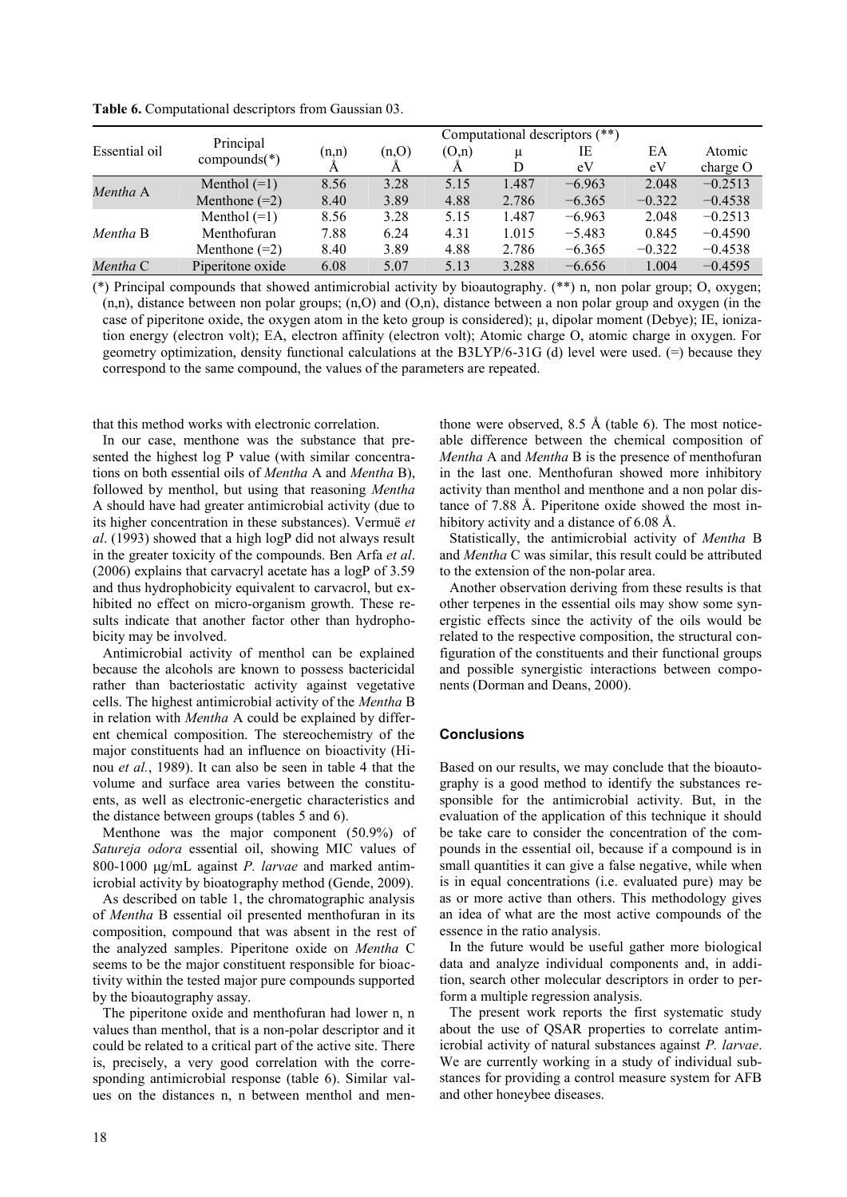**Table 6.** Computational descriptors from Gaussian 03.

| Essential oil | Principal compounds(*) | Computational descriptors (**) | | | | | | |
|---|---|---|---|---|---|---|---|---|
| | | (n,n) Å | (n,O) Å | (O,n) Å | μ D | IE eV | EA eV | Atomic charge O |
| *Mentha* A | Menthol (=1) | 8.56 | 3.28 | 5.15 | 1.487 | −6.963 | 2.048 | −0.2513 |
| | Menthone (=2) | 8.40 | 3.89 | 4.88 | 2.786 | −6.365 | −0.322 | −0.4538 |
| *Mentha* B | Menthol (=1) | 8.56 | 3.28 | 5.15 | 1.487 | −6.963 | 2.048 | −0.2513 |
| | Menthofuran | 7.88 | 6.24 | 4.31 | 1.015 | −5.483 | 0.845 | −0.4590 |
| | Menthone (=2) | 8.40 | 3.89 | 4.88 | 2.786 | −6.365 | −0.322 | −0.4538 |
| *Mentha* C | Piperitone oxide | 6.08 | 5.07 | 5.13 | 3.288 | −6.656 | 1.004 | −0.4595 |

(*) Principal compounds that showed antimicrobial activity by bioautography. (**) n, non polar group; O, oxygen; (n,n), distance between non polar groups; (n,O) and (O,n), distance between a non polar group and oxygen (in the case of piperitone oxide, the oxygen atom in the keto group is considered); μ, dipolar moment (Debye); IE, ionization energy (electron volt); EA, electron affinity (electron volt); Atomic charge O, atomic charge in oxygen. For geometry optimization, density functional calculations at the B3LYP/6-31G (d) level were used. (=) because they correspond to the same compound, the values of the parameters are repeated.

that this method works with electronic correlation.

In our case, menthone was the substance that presented the highest log P value (with similar concentrations on both essential oils of *Mentha* A and *Mentha* B), followed by menthol, but using that reasoning *Mentha* A should have had greater antimicrobial activity (due to its higher concentration in these substances). Vermuë *et al*. (1993) showed that a high logP did not always result in the greater toxicity of the compounds. Ben Arfa *et al*. (2006) explains that carvacryl acetate has a logP of 3.59 and thus hydrophobicity equivalent to carvacrol, but exhibited no effect on micro-organism growth. These results indicate that another factor other than hydrophobicity may be involved.

Antimicrobial activity of menthol can be explained because the alcohols are known to possess bactericidal rather than bacteriostatic activity against vegetative cells. The highest antimicrobial activity of the *Mentha* B in relation with *Mentha* A could be explained by different chemical composition. The stereochemistry of the major constituents had an influence on bioactivity (Hinou *et al.*, 1989). It can also be seen in table 4 that the volume and surface area varies between the constituents, as well as electronic-energetic characteristics and the distance between groups (tables 5 and 6).

Menthone was the major component (50.9%) of *Satureja odora* essential oil, showing MIC values of 800-1000 μg/mL against *P. larvae* and marked antimicrobial activity by bioatography method (Gende, 2009).

As described on table 1, the chromatographic analysis of *Mentha* B essential oil presented menthofuran in its composition, compound that was absent in the rest of the analyzed samples. Piperitone oxide on *Mentha* C seems to be the major constituent responsible for bioactivity within the tested major pure compounds supported by the bioautography assay.

The piperitone oxide and menthofuran had lower n, n values than menthol, that is a non-polar descriptor and it could be related to a critical part of the active site. There is, precisely, a very good correlation with the corresponding antimicrobial response (table 6). Similar values on the distances n, n between menthol and menthone were observed, 8.5 Å (table 6). The most noticeable difference between the chemical composition of *Mentha* A and *Mentha* B is the presence of menthofuran in the last one. Menthofuran showed more inhibitory activity than menthol and menthone and a non polar distance of 7.88 Å. Piperitone oxide showed the most inhibitory activity and a distance of 6.08 Å.

Statistically, the antimicrobial activity of *Mentha* B and *Mentha* C was similar, this result could be attributed to the extension of the non-polar area.

Another observation deriving from these results is that other terpenes in the essential oils may show some synergistic effects since the activity of the oils would be related to the respective composition, the structural configuration of the constituents and their functional groups and possible synergistic interactions between components (Dorman and Deans, 2000).

## Conclusions

Based on our results, we may conclude that the bioautography is a good method to identify the substances responsible for the antimicrobial activity. But, in the evaluation of the application of this technique it should be take care to consider the concentration of the compounds in the essential oil, because if a compound is in small quantities it can give a false negative, while when is in equal concentrations (i.e. evaluated pure) may be as or more active than others. This methodology gives an idea of what are the most active compounds of the essence in the ratio analysis.

In the future would be useful gather more biological data and analyze individual components and, in addition, search other molecular descriptors in order to perform a multiple regression analysis.

The present work reports the first systematic study about the use of QSAR properties to correlate antimicrobial activity of natural substances against *P. larvae*. We are currently working in a study of individual substances for providing a control measure system for AFB and other honeybee diseases.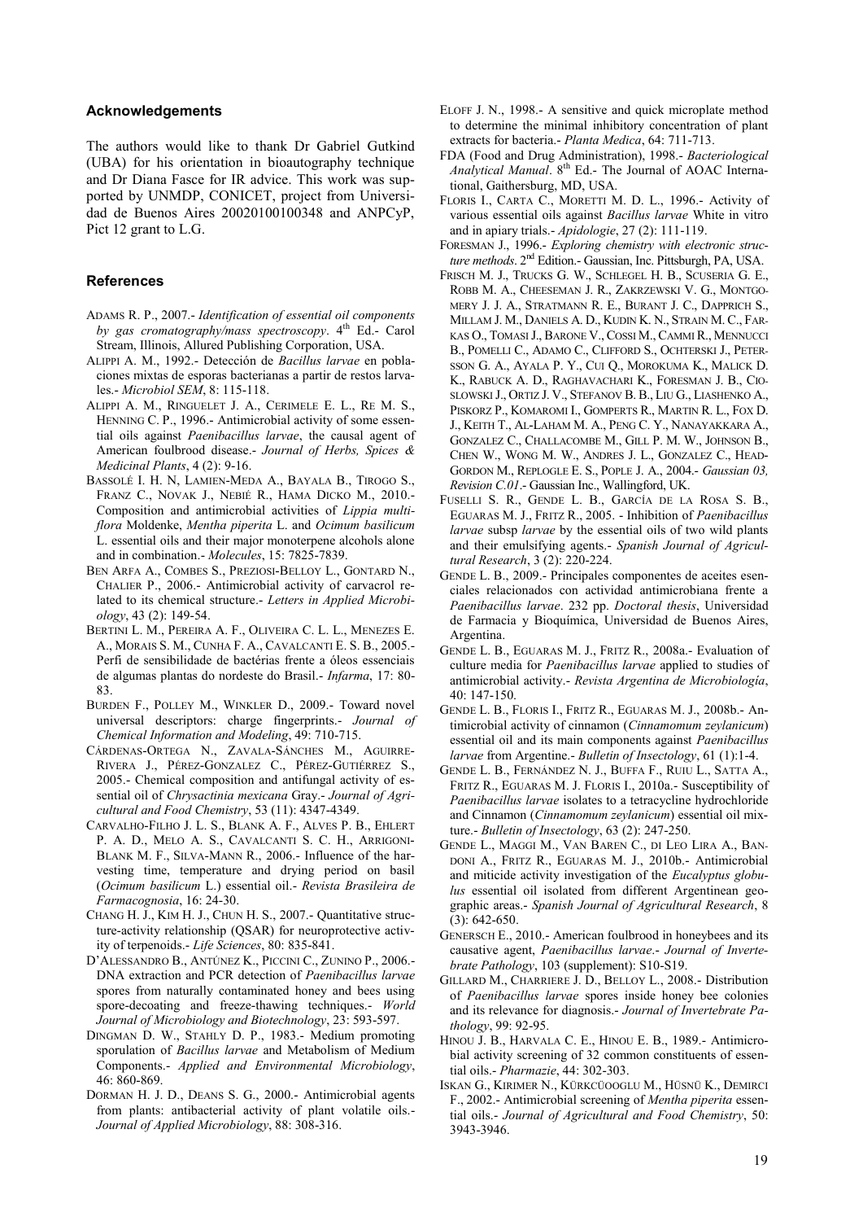## Acknowledgements

The authors would like to thank Dr Gabriel Gutkind (UBA) for his orientation in bioautography technique and Dr Diana Fasce for IR advice. This work was supported by UNMDP, CONICET, project from Universidad de Buenos Aires 20020100100348 and ANPCyP, Pict 12 grant to L.G.

## References

ADAMS R. P., 2007.- *Identification of essential oil components by gas cromatography/mass spectroscopy*. 4th Ed.- Carol Stream, Illinois, Allured Publishing Corporation, USA.

ALIPPI A. M., 1992.- Detección de *Bacillus larvae* en poblaciones mixtas de esporas bacterianas a partir de restos larvales.- *Microbiol SEM*, 8: 115-118.

ALIPPI A. M., RINGUELET J. A., CERIMELE E. L., RE M. S., HENNING C. P., 1996.- Antimicrobial activity of some essential oils against *Paenibacillus larvae*, the causal agent of American foulbrood disease.- *Journal of Herbs, Spices & Medicinal Plants*, 4 (2): 9-16.

BASSOLÉ I. H. N, LAMIEN-MEDA A., BAYALA B., TIROGO S., FRANZ C., NOVAK J., NEBIÉ R., HAMA DICKO M., 2010.- Composition and antimicrobial activities of *Lippia multiflora* Moldenke, *Mentha piperita* L. and *Ocimum basilicum* L. essential oils and their major monoterpene alcohols alone and in combination.- *Molecules*, 15: 7825-7839.

BEN ARFA A., COMBES S., PREZIOSI-BELLOY L., GONTARD N., CHALIER P., 2006.- Antimicrobial activity of carvacrol related to its chemical structure.- *Letters in Applied Microbiology*, 43 (2): 149-54.

BERTINI L. M., PEREIRA A. F., OLIVEIRA C. L. L., MENEZES E. A., MORAIS S. M., CUNHA F. A., CAVALCANTI E. S. B., 2005.- Perfi de sensibilidade de bactérias frente a óleos essenciais de algumas plantas do nordeste do Brasil.- *Infarma*, 17: 80-83.

BURDEN F., POLLEY M., WINKLER D., 2009.- Toward novel universal descriptors: charge fingerprints.- *Journal of Chemical Information and Modeling*, 49: 710-715.

CÁRDENAS-ORTEGA N., ZAVALA-SÁNCHES M., AGUIRRE-RIVERA J., PÉREZ-GONZALEZ C., PÉREZ-GUTIÉRREZ S., 2005.- Chemical composition and antifungal activity of essential oil of *Chrysactinia mexicana* Gray.- *Journal of Agricultural and Food Chemistry*, 53 (11): 4347-4349.

CARVALHO-FILHO J. L. S., BLANK A. F., ALVES P. B., EHLERT P. A. D., MELO A. S., CAVALCANTI S. C. H., ARRIGONI-BLANK M. F., SILVA-MANN R., 2006.- Influence of the harvesting time, temperature and drying period on basil (*Ocimum basilicum* L.) essential oil.- *Revista Brasileira de Farmacognosia*, 16: 24-30.

CHANG H. J., KIM H. J., CHUN H. S., 2007.- Quantitative structure-activity relationship (QSAR) for neuroprotective activity of terpenoids.- *Life Sciences*, 80: 835-841.

D'ALESSANDRO B., ANTÚNEZ K., PICCINI C., ZUNINO P., 2006.- DNA extraction and PCR detection of *Paenibacillus larvae* spores from naturally contaminated honey and bees using spore-decoating and freeze-thawing techniques.- *World Journal of Microbiology and Biotechnology*, 23: 593-597.

DINGMAN D. W., STAHLY D. P., 1983.- Medium promoting sporulation of *Bacillus larvae* and Metabolism of Medium Components.- *Applied and Environmental Microbiology*, 46: 860-869.

DORMAN H. J. D., DEANS S. G., 2000.- Antimicrobial agents from plants: antibacterial activity of plant volatile oils.- *Journal of Applied Microbiology*, 88: 308-316.

ELOFF J. N., 1998.- A sensitive and quick microplate method to determine the minimal inhibitory concentration of plant extracts for bacteria.- *Planta Medica*, 64: 711-713.

FDA (Food and Drug Administration), 1998.- *Bacteriological Analytical Manual*. 8th Ed.- The Journal of AOAC International, Gaithersburg, MD, USA.

FLORIS I., CARTA C., MORETTI M. D. L., 1996.- Activity of various essential oils against *Bacillus larvae* White in vitro and in apiary trials.- *Apidologie*, 27 (2): 111-119.

FORESMAN J., 1996.- *Exploring chemistry with electronic structure methods*. 2nd Edition.- Gaussian, Inc. Pittsburgh, PA, USA.

FRISCH M. J., TRUCKS G. W., SCHLEGEL H. B., SCUSERIA G. E., ROBB M. A., CHEESEMAN J. R., ZAKRZEWSKI V. G., MONTGOMERY J. J. A., STRATMANN R. E., BURANT J. C., DAPPRICH S., MILLAM J. M., DANIELS A. D., KUDIN K. N., STRAIN M. C., FARKAS O., TOMASI J., BARONE V., COSSI M., CAMMI R., MENNUCCI B., POMELLI C., ADAMO C., CLIFFORD S., OCHTERSKI J., PETERSSON G. A., AYALA P. Y., CUI Q., MOROKUMA K., MALICK D. K., RABUCK A. D., RAGHAVACHARI K., FORESMAN J. B., CIOSLOWSKI J., ORTIZ J. V., STEFANOV B. B., LIU G., LIASHENKO A., PISKORZ P., KOMAROMI I., GOMPERTS R., MARTIN R. L., FOX D. J., KEITH T., AL-LAHAM M. A., PENG C. Y., NANAYAKKARA A., GONZALEZ C., CHALLACOMBE M., GILL P. M. W., JOHNSON B., CHEN W., WONG M. W., ANDRES J. L., GONZALEZ C., HEAD-GORDON M., REPLOGLE E. S., POPLE J. A., 2004.- *Gaussian 03, Revision C.01*.- Gaussian Inc., Wallingford, UK.

FUSELLI S. R., GENDE L. B., GARCÍA DE LA ROSA S. B., EGUARAS M. J., FRITZ R., 2005. - Inhibition of *Paenibacillus larvae* subsp *larvae* by the essential oils of two wild plants and their emulsifying agents.- *Spanish Journal of Agricultural Research*, 3 (2): 220-224.

GENDE L. B., 2009.- Principales componentes de aceites esenciales relacionados con actividad antimicrobiana frente a *Paenibacillus larvae*. 232 pp. *Doctoral thesis*, Universidad de Farmacia y Bioquímica, Universidad de Buenos Aires, Argentina.

GENDE L. B., EGUARAS M. J., FRITZ R., 2008a.- Evaluation of culture media for *Paenibacillus larvae* applied to studies of antimicrobial activity.- *Revista Argentina de Microbiología*, 40: 147-150.

GENDE L. B., FLORIS I., FRITZ R., EGUARAS M. J., 2008b.- Antimicrobial activity of cinnamon (*Cinnamomum zeylanicum*) essential oil and its main components against *Paenibacillus larvae* from Argentine.- *Bulletin of Insectology*, 61 (1):1-4.

GENDE L. B., FERNÁNDEZ N. J., BUFFA F., RUIU L., SATTA A., FRITZ R., EGUARAS M. J. FLORIS I., 2010a.- Susceptibility of *Paenibacillus larvae* isolates to a tetracycline hydrochloride and Cinnamon (*Cinnamomum zeylanicum*) essential oil mixture.- *Bulletin of Insectology*, 63 (2): 247-250.

GENDE L. B., MAGGI M., VAN BAREN C., DI LEO LIRA A., BANDONI A., FRITZ R., EGUARAS M. J., 2010b.- Antimicrobial and miticide activity investigation of the *Eucalyptus globulus* essential oil isolated from different Argentinean geographic areas.- *Spanish Journal of Agricultural Research*, 8 (3): 642-650.

GENERSCH E., 2010.- American foulbrood in honeybees and its causative agent, *Paenibacillus larvae*.- *Journal of Invertebrate Pathology*, 103 (supplement): S10-S19.

GILLARD M., CHARRIERE J. D., BELLOY L., 2008.- Distribution of *Paenibacillus larvae* spores inside honey bee colonies and its relevance for diagnosis.- *Journal of Invertebrate Pathology*, 99: 92-95.

HINOU J. B., HARVALA C. E., HINOU E. B., 1989.- Antimicrobial activity screening of 32 common constituents of essential oils.- *Pharmazie*, 44: 302-303.

ISKAN G., KIRIMER N., KÜRKCÜOOGLU M., HÜSNÜ K., DEMIRCI F., 2002.- Antimicrobial screening of *Mentha piperita* essential oils.- *Journal of Agricultural and Food Chemistry*, 50: 3943-3946.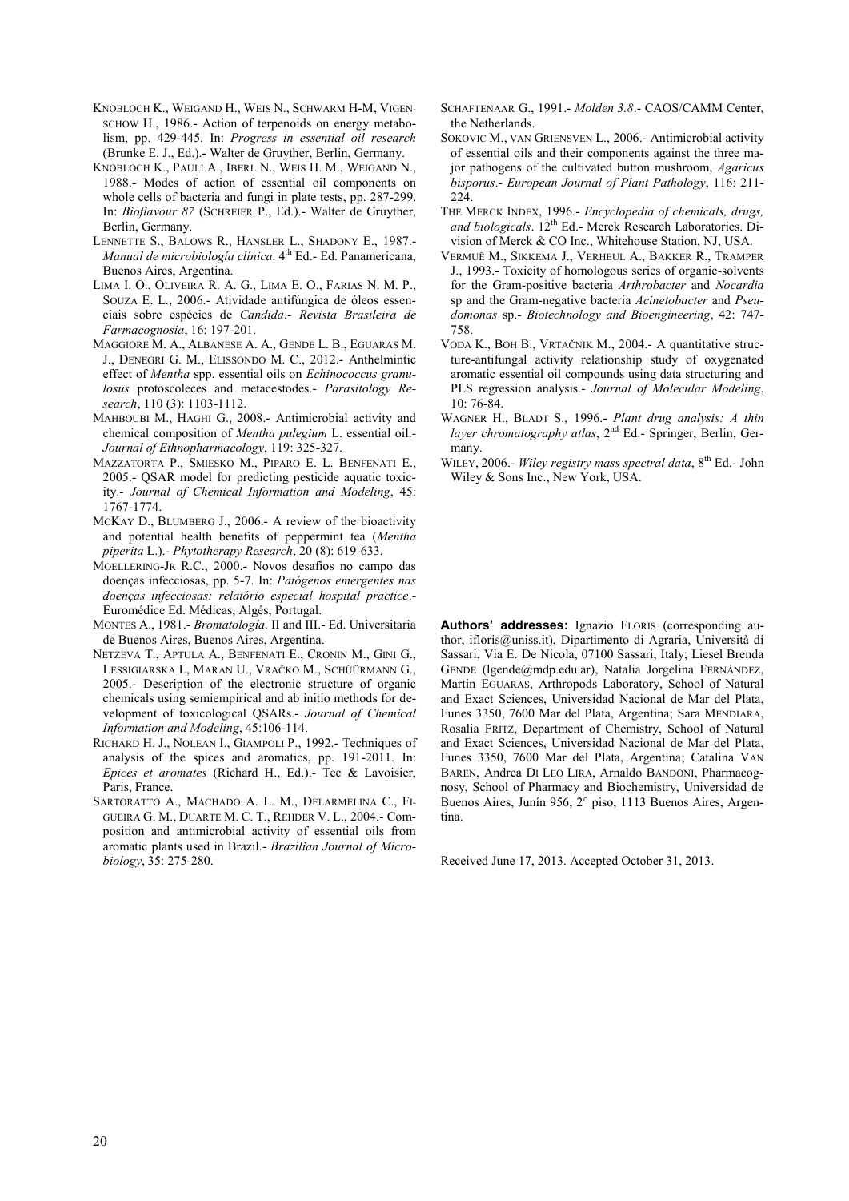KNOBLOCH K., WEIGAND H., WEIS N., SCHWARM H-M, VIGENSCHOW H., 1986.- Action of terpenoids on energy metabolism, pp. 429-445. In: *Progress in essential oil research* (Brunke E. J., Ed.).- Walter de Gruyther, Berlin, Germany.

KNOBLOCH K., PAULI A., IBERL N., WEIS H. M., WEIGAND N., 1988.- Modes of action of essential oil components on whole cells of bacteria and fungi in plate tests, pp. 287-299. In: *Bioflavour 87* (SCHREIER P., Ed.).- Walter de Gruyther, Berlin, Germany.

LENNETTE S., BALOWS R., HANSLER L., SHADONY E., 1987.- *Manual de microbiología clínica*. 4[th] Ed.- Ed. Panamericana, Buenos Aires, Argentina.

LIMA I. O., OLIVEIRA R. A. G., LIMA E. O., FARIAS N. M. P., SOUZA E. L., 2006.- Atividade antifúngica de óleos essenciais sobre espécies de *Candida*.- *Revista Brasileira de Farmacognosia*, 16: 197-201.

MAGGIORE M. A., ALBANESE A. A., GENDE L. B., EGUARAS M. J., DENEGRI G. M., ELISSONDO M. C., 2012.- Anthelmintic effect of *Mentha* spp. essential oils on *Echinococcus granulosus* protoscoleces and metacestodes.- *Parasitology Research*, 110 (3): 1103-1112.

MAHBOUBI M., HAGHI G., 2008.- Antimicrobial activity and chemical composition of *Mentha pulegium* L. essential oil.- *Journal of Ethnopharmacology*, 119: 325-327.

MAZZATORTA P., SMIESKO M., PIPARO E. L. BENFENATI E., 2005.- QSAR model for predicting pesticide aquatic toxicity.- *Journal of Chemical Information and Modeling*, 45: 1767-1774.

MCKAY D., BLUMBERG J., 2006.- A review of the bioactivity and potential health benefits of peppermint tea (*Mentha piperita* L.).- *Phytotherapy Research*, 20 (8): 619-633.

MOELLERING-JR R.C., 2000.- Novos desafios no campo das doenças infecciosas, pp. 5-7. In: *Patógenos emergentes nas doenças infecciosas: relatório especial hospital practice*.- Euromédice Ed. Médicas, Algés, Portugal.

MONTES A., 1981.- *Bromatología*. II and III.- Ed. Universitaria de Buenos Aires, Buenos Aires, Argentina.

NETZEVA T., APTULA A., BENFENATI E., CRONIN M., GINI G., LESSIGIARSKA I., MARAN U., VRAČKO M., SCHÜÜRMANN G., 2005.- Description of the electronic structure of organic chemicals using semiempirical and ab initio methods for development of toxicological QSARs.- *Journal of Chemical Information and Modeling*, 45:106-114.

RICHARD H. J., NOLEAN I., GIAMPOLI P., 1992.- Techniques of analysis of the spices and aromatics, pp. 191-2011. In: *Epices et aromates* (Richard H., Ed.).- Tec & Lavoisier, Paris, France.

SARTORATTO A., MACHADO A. L. M., DELARMELINA C., FIGUEIRA G. M., DUARTE M. C. T., REHDER V. L., 2004.- Composition and antimicrobial activity of essential oils from aromatic plants used in Brazil.- *Brazilian Journal of Microbiology*, 35: 275-280.

SCHAFTENAAR G., 1991.- *Molden 3.8*.- CAOS/CAMM Center, the Netherlands.

SOKOVIC M., VAN GRIENSVEN L., 2006.- Antimicrobial activity of essential oils and their components against the three major pathogens of the cultivated button mushroom, *Agaricus bisporus*.- *European Journal of Plant Pathology*, 116: 211-224.

THE MERCK INDEX, 1996.- *Encyclopedia of chemicals, drugs, and biologicals*. 12[th] Ed.- Merck Research Laboratories. Division of Merck & CO Inc., Whitehouse Station, NJ, USA.

VERMUË M., SIKKEMA J., VERHEUL A., BAKKER R., TRAMPER J., 1993.- Toxicity of homologous series of organic-solvents for the Gram-positive bacteria *Arthrobacter* and *Nocardia* sp and the Gram-negative bacteria *Acinetobacter* and *Pseudomonas* sp.- *Biotechnology and Bioengineering*, 42: 747-758.

VODA K., BOH B., VRTAČNIK M., 2004.- A quantitative structure-antifungal activity relationship study of oxygenated aromatic essential oil compounds using data structuring and PLS regression analysis.- *Journal of Molecular Modeling*, 10: 76-84.

WAGNER H., BLADT S., 1996.- *Plant drug analysis: A thin layer chromatography atlas*, 2[nd] Ed.- Springer, Berlin, Germany.

WILEY, 2006.- *Wiley registry mass spectral data*, 8[th] Ed.- John Wiley & Sons Inc., New York, USA.

**Authors' addresses:** Ignazio FLORIS (corresponding author, ifloris@uniss.it), Dipartimento di Agraria, Università di Sassari, Via E. De Nicola, 07100 Sassari, Italy; Liesel Brenda GENDE (lgende@mdp.edu.ar), Natalia Jorgelina FERNÁNDEZ, Martin EGUARAS, Arthropods Laboratory, School of Natural and Exact Sciences, Universidad Nacional de Mar del Plata, Funes 3350, 7600 Mar del Plata, Argentina; Sara MENDIARA, Rosalia FRITZ, Department of Chemistry, School of Natural and Exact Sciences, Universidad Nacional de Mar del Plata, Funes 3350, 7600 Mar del Plata, Argentina; Catalina VAN BAREN, Andrea DI LEO LIRA, Arnaldo BANDONI, Pharmacognosy, School of Pharmacy and Biochemistry, Universidad de Buenos Aires, Junín 956, 2° piso, 1113 Buenos Aires, Argentina.

Received June 17, 2013. Accepted October 31, 2013.